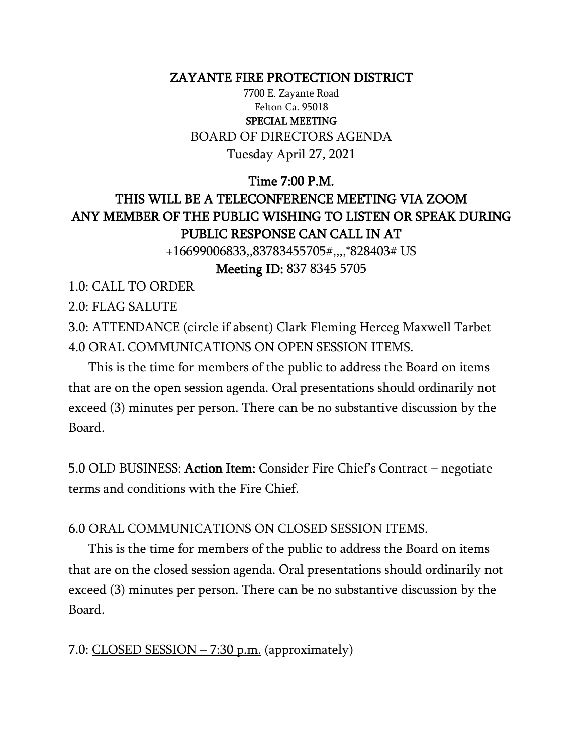# ZAYANTE FIRE PROTECTION DISTRICT

7700 E. Zayante Road
Felton Ca. 95018

**SPECIAL MEETING**

BOARD OF DIRECTORS AGENDA

Tuesday April 27, 2021

**Time 7:00 P.M.**

**THIS WILL BE A TELECONFERENCE MEETING VIA ZOOM**
**ANY MEMBER OF THE PUBLIC WISHING TO LISTEN OR SPEAK DURING PUBLIC RESPONSE CAN CALL IN AT**

+16699006833,,83783455705#,,,,*828403# US

**Meeting ID:** 837 8345 5705

1.0: CALL TO ORDER

2.0: FLAG SALUTE

3.0: ATTENDANCE (circle if absent) Clark Fleming Herceg Maxwell Tarbet

4.0 ORAL COMMUNICATIONS ON OPEN SESSION ITEMS.

This is the time for members of the public to address the Board on items that are on the open session agenda. Oral presentations should ordinarily not exceed (3) minutes per person. There can be no substantive discussion by the Board.

5.0 OLD BUSINESS: **Action Item:** Consider Fire Chief's Contract – negotiate terms and conditions with the Fire Chief.

6.0 ORAL COMMUNICATIONS ON CLOSED SESSION ITEMS.

This is the time for members of the public to address the Board on items that are on the closed session agenda. Oral presentations should ordinarily not exceed (3) minutes per person. There can be no substantive discussion by the Board.

7.0: CLOSED SESSION – 7:30 p.m. (approximately)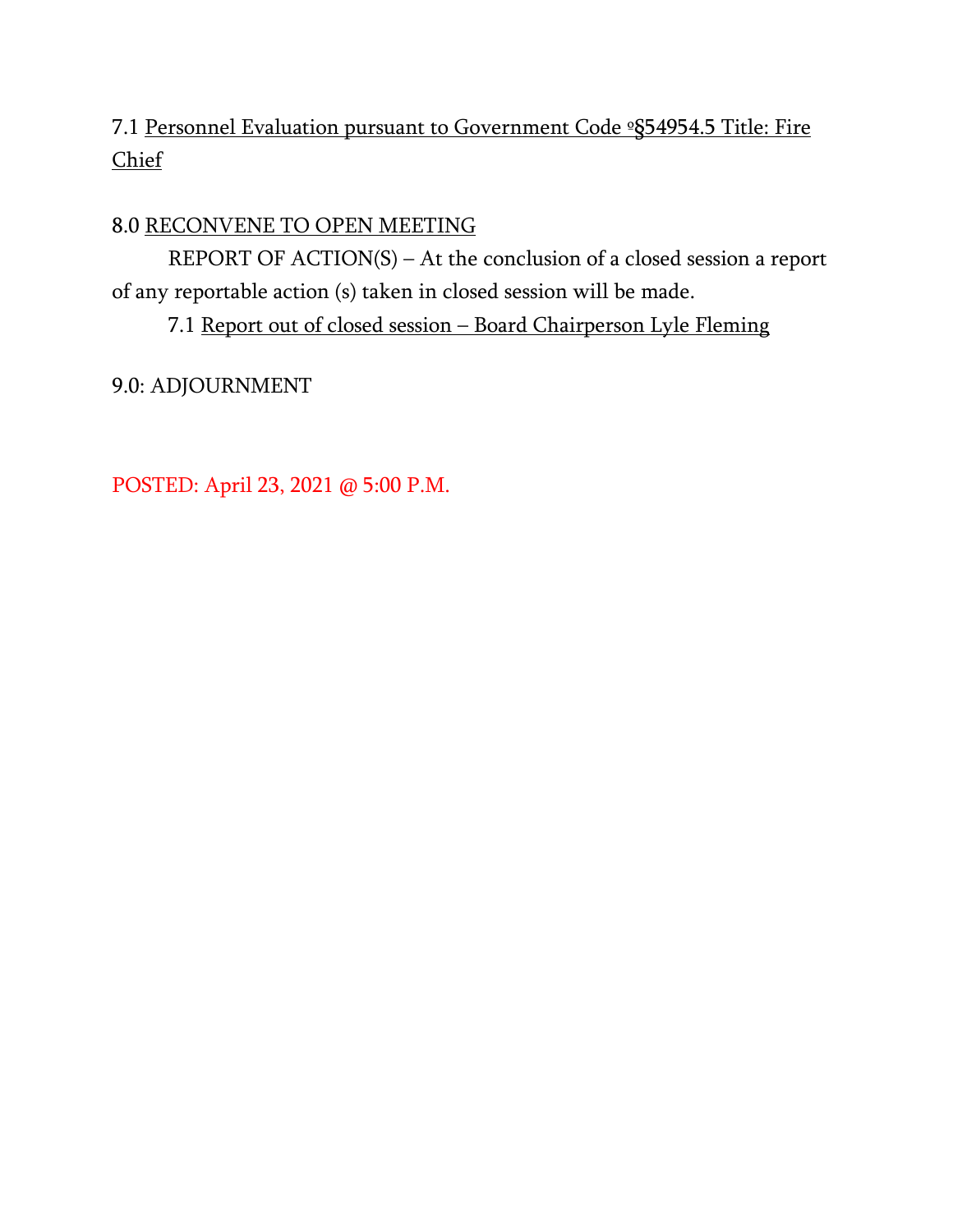7.1 Personnel Evaluation pursuant to Government Code º§54954.5 Title: Fire Chief

8.0 RECONVENE TO OPEN MEETING

REPORT OF ACTION(S) – At the conclusion of a closed session a report of any reportable action (s) taken in closed session will be made.

7.1 Report out of closed session – Board Chairperson Lyle Fleming

9.0: ADJOURNMENT

POSTED: April 23, 2021 @ 5:00 P.M.